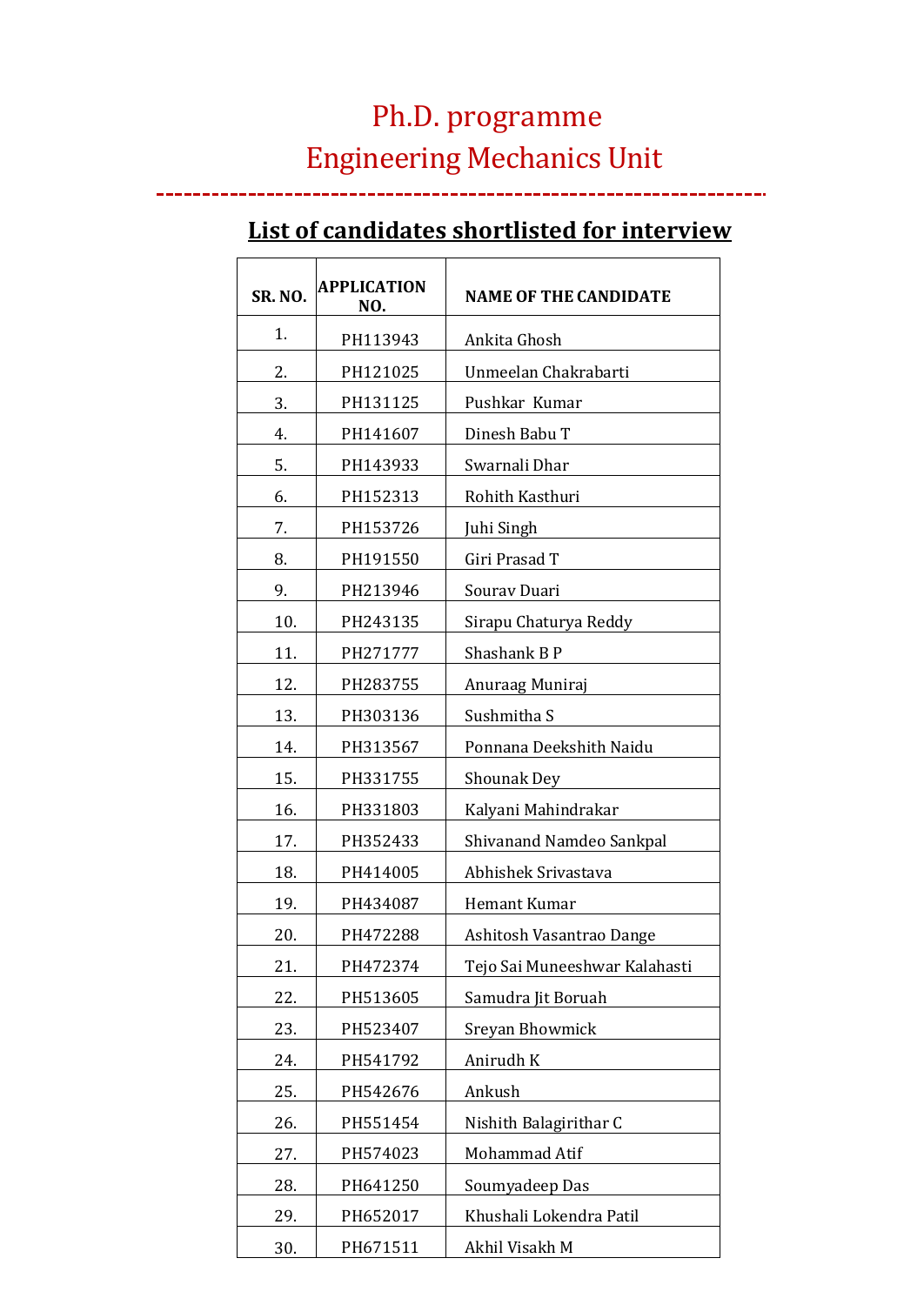# Ph.D. programme
# Engineering Mechanics Unit

## List of candidates shortlisted for interview

| SR. NO. | APPLICATION NO. | NAME OF THE CANDIDATE |
|---|---|---|
| 1. | PH113943 | Ankita Ghosh |
| 2. | PH121025 | Unmeelan Chakrabarti |
| 3. | PH131125 | Pushkar Kumar |
| 4. | PH141607 | Dinesh Babu T |
| 5. | PH143933 | Swarnali Dhar |
| 6. | PH152313 | Rohith Kasthuri |
| 7. | PH153726 | Juhi Singh |
| 8. | PH191550 | Giri Prasad T |
| 9. | PH213946 | Sourav Duari |
| 10. | PH243135 | Sirapu Chaturya Reddy |
| 11. | PH271777 | Shashank B P |
| 12. | PH283755 | Anuraag Muniraj |
| 13. | PH303136 | Sushmitha S |
| 14. | PH313567 | Ponnana Deekshith Naidu |
| 15. | PH331755 | Shounak Dey |
| 16. | PH331803 | Kalyani Mahindrakar |
| 17. | PH352433 | Shivanand Namdeo Sankpal |
| 18. | PH414005 | Abhishek Srivastava |
| 19. | PH434087 | Hemant Kumar |
| 20. | PH472288 | Ashitosh Vasantrao Dange |
| 21. | PH472374 | Tejo Sai Muneeshwar Kalahasti |
| 22. | PH513605 | Samudra Jit Boruah |
| 23. | PH523407 | Sreyan Bhowmick |
| 24. | PH541792 | Anirudh K |
| 25. | PH542676 | Ankush |
| 26. | PH551454 | Nishith Balagirithar C |
| 27. | PH574023 | Mohammad Atif |
| 28. | PH641250 | Soumyadeep Das |
| 29. | PH652017 | Khushali Lokendra Patil |
| 30. | PH671511 | Akhil Visakh M |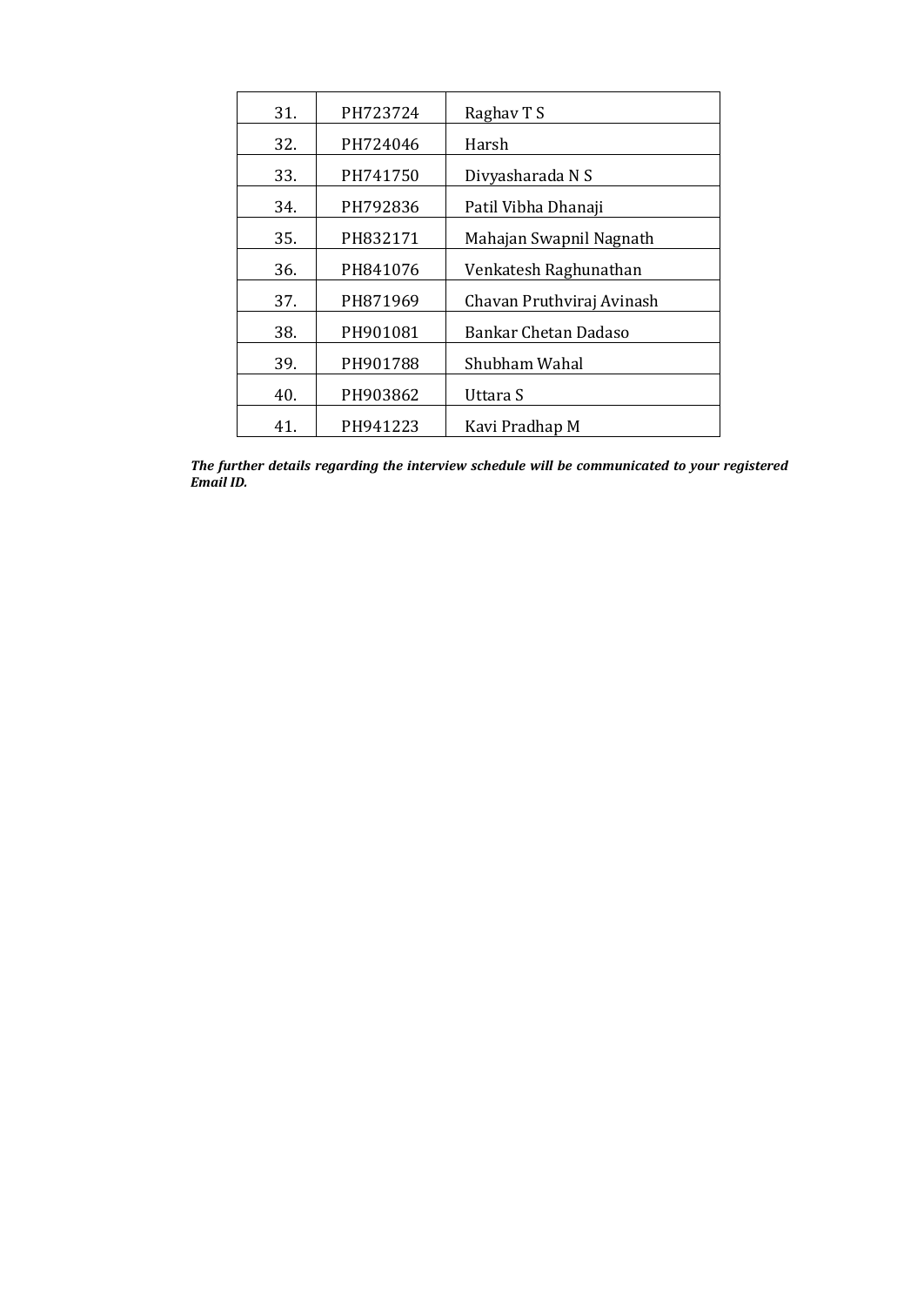| | | |
|---|---|---|
| 31. | PH723724 | Raghav T S |
| 32. | PH724046 | Harsh |
| 33. | PH741750 | Divyasharada N S |
| 34. | PH792836 | Patil Vibha Dhanaji |
| 35. | PH832171 | Mahajan Swapnil Nagnath |
| 36. | PH841076 | Venkatesh Raghunathan |
| 37. | PH871969 | Chavan Pruthviraj Avinash |
| 38. | PH901081 | Bankar Chetan Dadaso |
| 39. | PH901788 | Shubham Wahal |
| 40. | PH903862 | Uttara S |
| 41. | PH941223 | Kavi Pradhap M |

***The further details regarding the interview schedule will be communicated to your registered Email ID.***